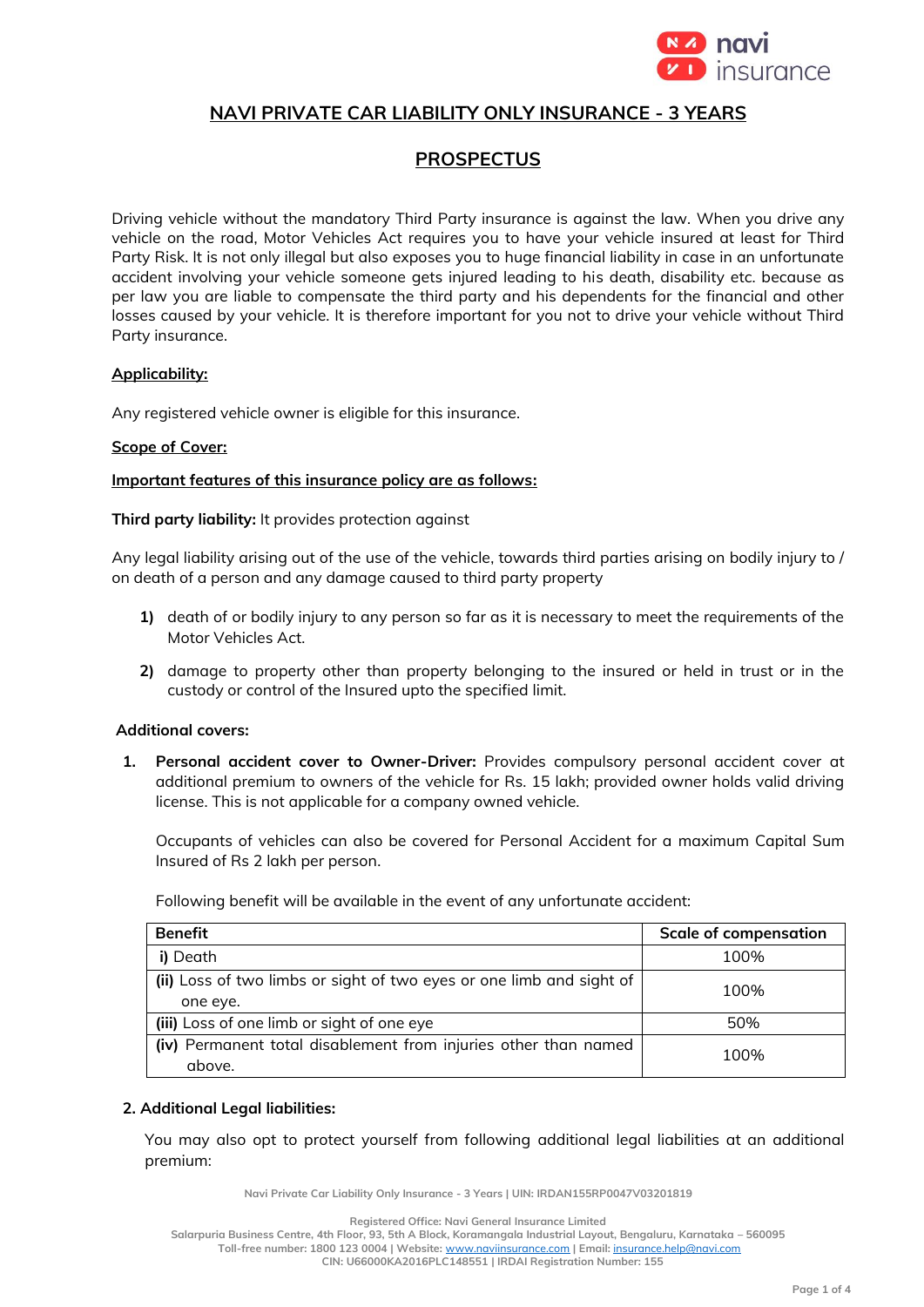# NAVI PRIVATE CAR LIABILITY ONLY INSURANCE - 3 YEARS

## PROSPECTUS

Driving vehicle without the mandatory Third Party insurance is against the law. When you drive any vehicle on the road, Motor Vehicles Act requires you to have your vehicle insured at least for Third Party Risk. It is not only illegal but also exposes you to huge financial liability in case in an unfortunate accident involving your vehicle someone gets injured leading to his death, disability etc. because as per law you are liable to compensate the third party and his dependents for the financial and other losses caused by your vehicle. It is therefore important for you not to drive your vehicle without Third Party insurance.

### Applicability:

Any registered vehicle owner is eligible for this insurance.

### Scope of Cover:

**Important features of this insurance policy are as follows:**

**Third party liability:** It provides protection against

Any legal liability arising out of the use of the vehicle, towards third parties arising on bodily injury to / on death of a person and any damage caused to third party property

1) death of or bodily injury to any person so far as it is necessary to meet the requirements of the Motor Vehicles Act.
2) damage to property other than property belonging to the insured or held in trust or in the custody or control of the Insured upto the specified limit.

**Additional covers:**

1. **Personal accident cover to Owner-Driver:** Provides compulsory personal accident cover at additional premium to owners of the vehicle for Rs. 15 lakh; provided owner holds valid driving license. This is not applicable for a company owned vehicle.

   Occupants of vehicles can also be covered for Personal Accident for a maximum Capital Sum Insured of Rs 2 lakh per person.

   Following benefit will be available in the event of any unfortunate accident:

| Benefit | Scale of compensation |
|---|---|
| i) Death | 100% |
| (ii) Loss of two limbs or sight of two eyes or one limb and sight of one eye. | 100% |
| (iii) Loss of one limb or sight of one eye | 50% |
| (iv) Permanent total disablement from injuries other than named above. | 100% |

**2. Additional Legal liabilities:**

You may also opt to protect yourself from following additional legal liabilities at an additional premium: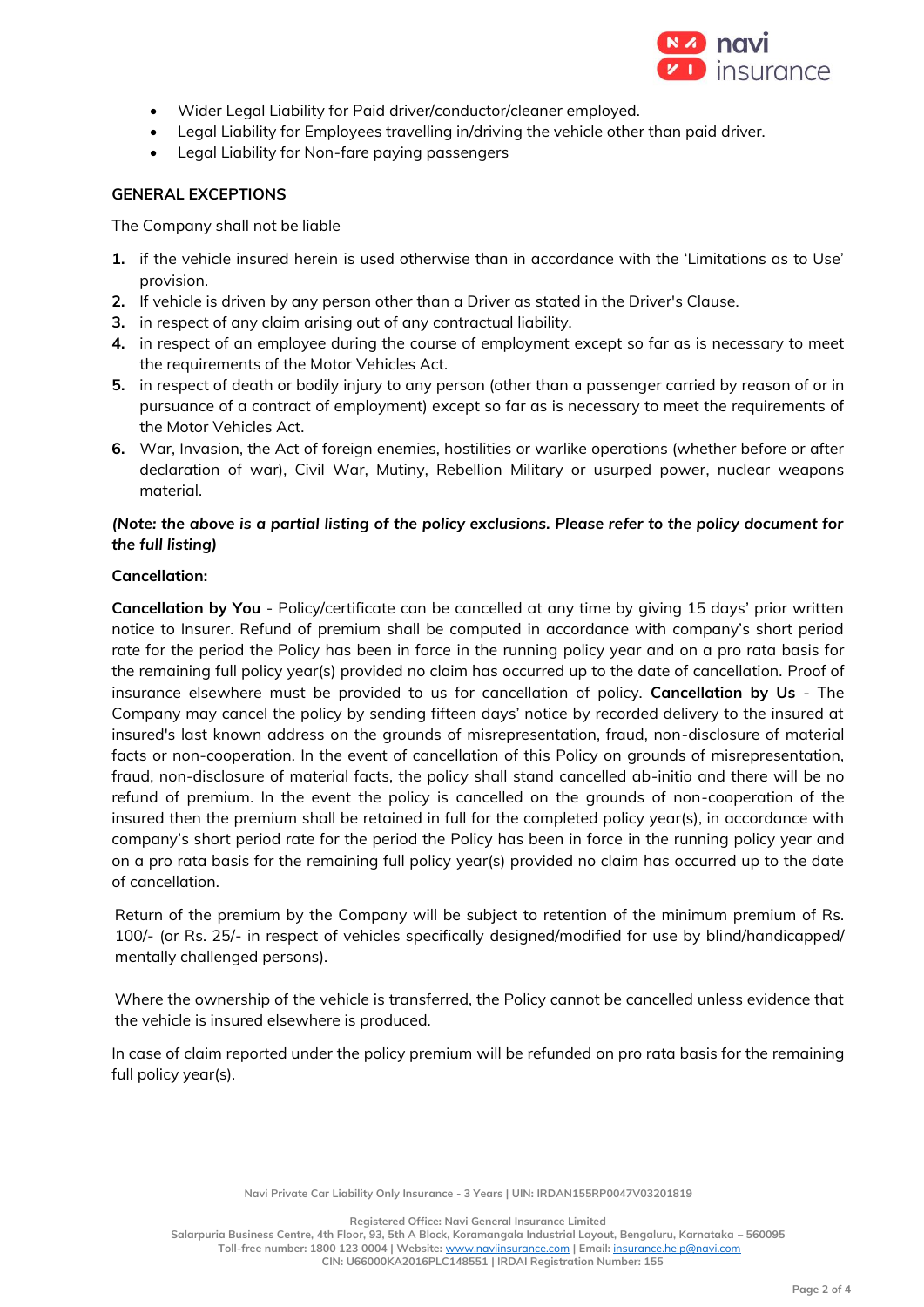- Wider Legal Liability for Paid driver/conductor/cleaner employed.
- Legal Liability for Employees travelling in/driving the vehicle other than paid driver.
- Legal Liability for Non-fare paying passengers

**GENERAL EXCEPTIONS**

The Company shall not be liable

1. if the vehicle insured herein is used otherwise than in accordance with the 'Limitations as to Use' provision.
2. If vehicle is driven by any person other than a Driver as stated in the Driver's Clause.
3. in respect of any claim arising out of any contractual liability.
4. in respect of an employee during the course of employment except so far as is necessary to meet the requirements of the Motor Vehicles Act.
5. in respect of death or bodily injury to any person (other than a passenger carried by reason of or in pursuance of a contract of employment) except so far as is necessary to meet the requirements of the Motor Vehicles Act.
6. War, Invasion, the Act of foreign enemies, hostilities or warlike operations (whether before or after declaration of war), Civil War, Mutiny, Rebellion Military or usurped power, nuclear weapons material.

***(Note: the above is a partial listing of the policy exclusions. Please refer to the policy document for the full listing)***

**Cancellation:**

**Cancellation by You** - Policy/certificate can be cancelled at any time by giving 15 days' prior written notice to Insurer. Refund of premium shall be computed in accordance with company's short period rate for the period the Policy has been in force in the running policy year and on a pro rata basis for the remaining full policy year(s) provided no claim has occurred up to the date of cancellation. Proof of insurance elsewhere must be provided to us for cancellation of policy. **Cancellation by Us** - The Company may cancel the policy by sending fifteen days' notice by recorded delivery to the insured at insured's last known address on the grounds of misrepresentation, fraud, non-disclosure of material facts or non-cooperation. In the event of cancellation of this Policy on grounds of misrepresentation, fraud, non-disclosure of material facts, the policy shall stand cancelled ab-initio and there will be no refund of premium. In the event the policy is cancelled on the grounds of non-cooperation of the insured then the premium shall be retained in full for the completed policy year(s), in accordance with company's short period rate for the period the Policy has been in force in the running policy year and on a pro rata basis for the remaining full policy year(s) provided no claim has occurred up to the date of cancellation.

Return of the premium by the Company will be subject to retention of the minimum premium of Rs. 100/- (or Rs. 25/- in respect of vehicles specifically designed/modified for use by blind/handicapped/ mentally challenged persons).

Where the ownership of the vehicle is transferred, the Policy cannot be cancelled unless evidence that the vehicle is insured elsewhere is produced.

In case of claim reported under the policy premium will be refunded on pro rata basis for the remaining full policy year(s).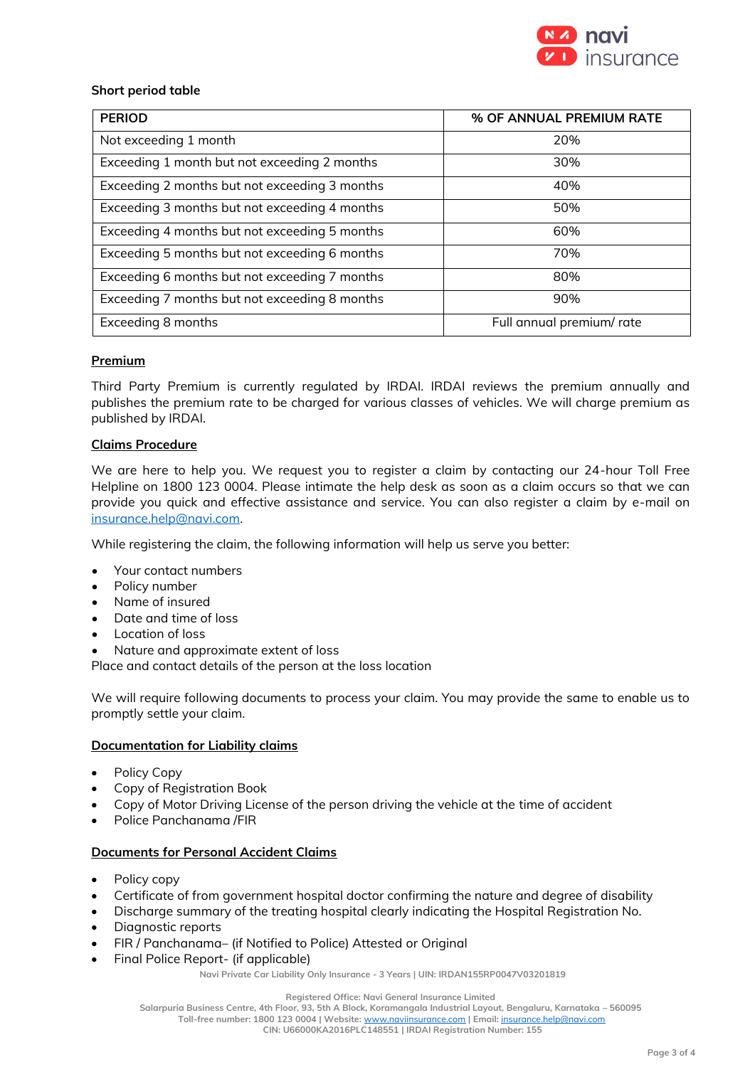**Short period table**

| PERIOD | % OF ANNUAL PREMIUM RATE |
|---|---|
| Not exceeding 1 month | 20% |
| Exceeding 1 month but not exceeding 2 months | 30% |
| Exceeding 2 months but not exceeding 3 months | 40% |
| Exceeding 3 months but not exceeding 4 months | 50% |
| Exceeding 4 months but not exceeding 5 months | 60% |
| Exceeding 5 months but not exceeding 6 months | 70% |
| Exceeding 6 months but not exceeding 7 months | 80% |
| Exceeding 7 months but not exceeding 8 months | 90% |
| Exceeding 8 months | Full annual premium/ rate |

**Premium**

Third Party Premium is currently regulated by IRDAI. IRDAI reviews the premium annually and publishes the premium rate to be charged for various classes of vehicles. We will charge premium as published by IRDAI.

**Claims Procedure**

We are here to help you. We request you to register a claim by contacting our 24-hour Toll Free Helpline on 1800 123 0004. Please intimate the help desk as soon as a claim occurs so that we can provide you quick and effective assistance and service. You can also register a claim by e-mail on insurance.help@navi.com.

While registering the claim, the following information will help us serve you better:

- Your contact numbers
- Policy number
- Name of insured
- Date and time of loss
- Location of loss
- Nature and approximate extent of loss

Place and contact details of the person at the loss location

We will require following documents to process your claim. You may provide the same to enable us to promptly settle your claim.

**Documentation for Liability claims**

- Policy Copy
- Copy of Registration Book
- Copy of Motor Driving License of the person driving the vehicle at the time of accident
- Police Panchanama /FIR

**Documents for Personal Accident Claims**

- Policy copy
- Certificate of from government hospital doctor confirming the nature and degree of disability
- Discharge summary of the treating hospital clearly indicating the Hospital Registration No.
- Diagnostic reports
- FIR / Panchanama– (if Notified to Police) Attested or Original
- Final Police Report- (if applicable)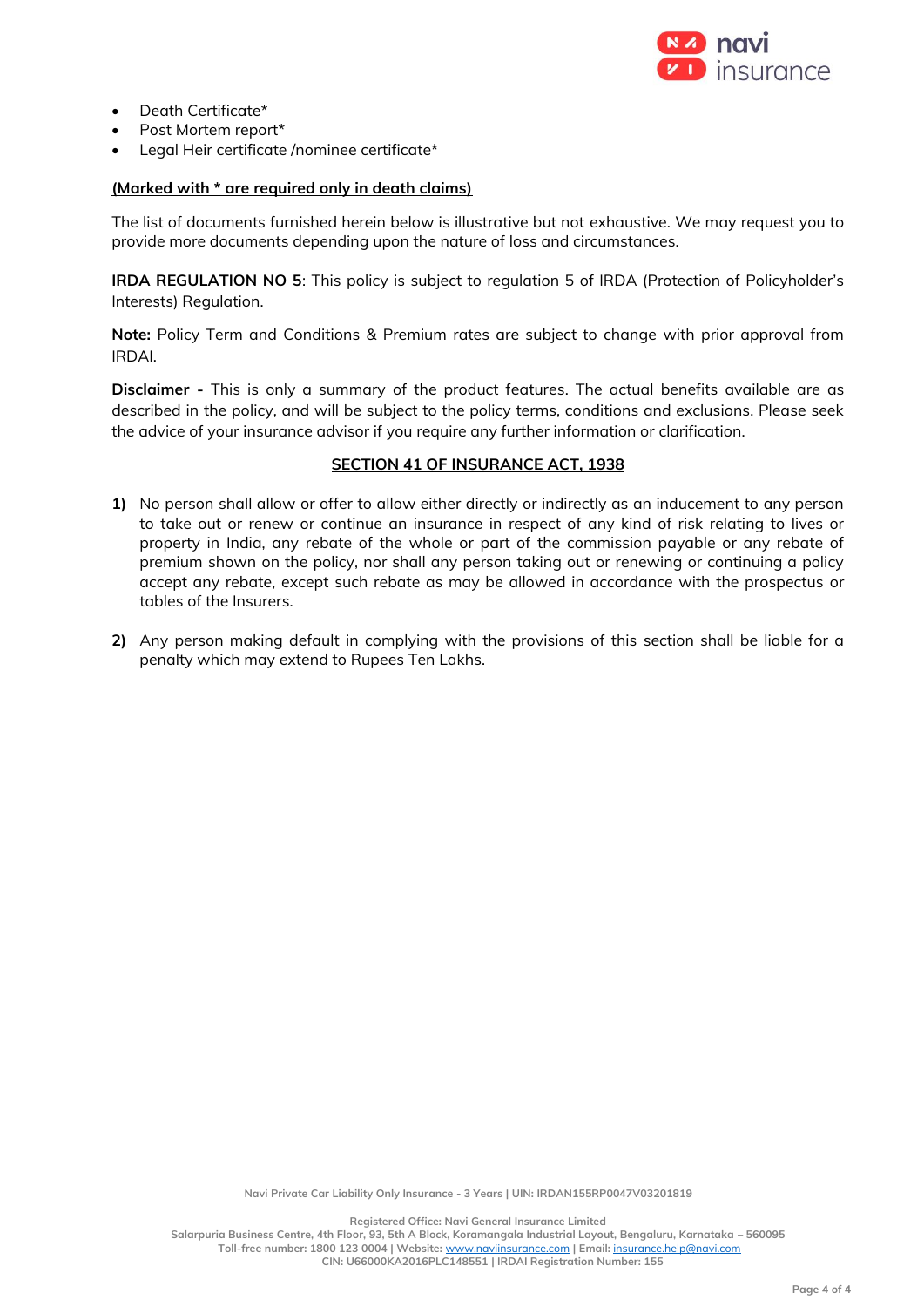- Death Certificate*
- Post Mortem report*
- Legal Heir certificate /nominee certificate*

**(Marked with * are required only in death claims)**

The list of documents furnished herein below is illustrative but not exhaustive. We may request you to provide more documents depending upon the nature of loss and circumstances.

**IRDA REGULATION NO 5**: This policy is subject to regulation 5 of IRDA (Protection of Policyholder's Interests) Regulation.

**Note:** Policy Term and Conditions & Premium rates are subject to change with prior approval from IRDAI.

**Disclaimer -** This is only a summary of the product features. The actual benefits available are as described in the policy, and will be subject to the policy terms, conditions and exclusions. Please seek the advice of your insurance advisor if you require any further information or clarification.

## SECTION 41 OF INSURANCE ACT, 1938

1) No person shall allow or offer to allow either directly or indirectly as an inducement to any person to take out or renew or continue an insurance in respect of any kind of risk relating to lives or property in India, any rebate of the whole or part of the commission payable or any rebate of premium shown on the policy, nor shall any person taking out or renewing or continuing a policy accept any rebate, except such rebate as may be allowed in accordance with the prospectus or tables of the Insurers.

2) Any person making default in complying with the provisions of this section shall be liable for a penalty which may extend to Rupees Ten Lakhs.